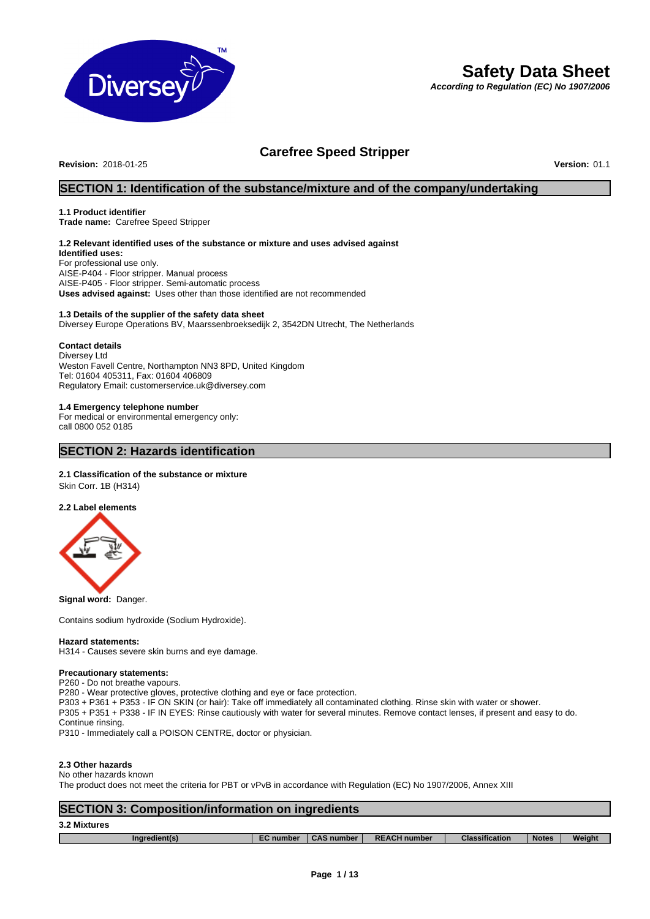# Safety Data Sheet

***According to Regulation (EC) No 1907/2006***

## Carefree Speed Stripper

**Revision:** 2018-01-25 **Version:** 01.1

## SECTION 1: Identification of the substance/mixture and of the company/undertaking

### 1.1 Product identifier

**Trade name:** Carefree Speed Stripper

### 1.2 Relevant identified uses of the substance or mixture and uses advised against

**Identified uses:**
For professional use only.
AISE-P404 - Floor stripper. Manual process
AISE-P405 - Floor stripper. Semi-automatic process
**Uses advised against:** Uses other than those identified are not recommended

### 1.3 Details of the supplier of the safety data sheet

Diversey Europe Operations BV, Maarssenbroeksedijk 2, 3542DN Utrecht, The Netherlands

**Contact details**
Diversey Ltd
Weston Favell Centre, Northampton NN3 8PD, United Kingdom
Tel: 01604 405311, Fax: 01604 406809
Regulatory Email: customerservice.uk@diversey.com

### 1.4 Emergency telephone number

For medical or environmental emergency only:
call 0800 052 0185

## SECTION 2: Hazards identification

### 2.1 Classification of the substance or mixture

Skin Corr. 1B (H314)

### 2.2 Label elements

**Signal word:** Danger.

Contains sodium hydroxide (Sodium Hydroxide).

**Hazard statements:**
H314 - Causes severe skin burns and eye damage.

**Precautionary statements:**
P260 - Do not breathe vapours.
P280 - Wear protective gloves, protective clothing and eye or face protection.
P303 + P361 + P353 - IF ON SKIN (or hair): Take off immediately all contaminated clothing. Rinse skin with water or shower.
P305 + P351 + P338 - IF IN EYES: Rinse cautiously with water for several minutes. Remove contact lenses, if present and easy to do. Continue rinsing.
P310 - Immediately call a POISON CENTRE, doctor or physician.

### 2.3 Other hazards

No other hazards known
The product does not meet the criteria for PBT or vPvB in accordance with Regulation (EC) No 1907/2006, Annex XIII

## SECTION 3: Composition/information on ingredients

### 3.2 Mixtures

| Ingredient(s) | EC number | CAS number | REACH number | Classification | Notes | Weight |
|---|---|---|---|---|---|---|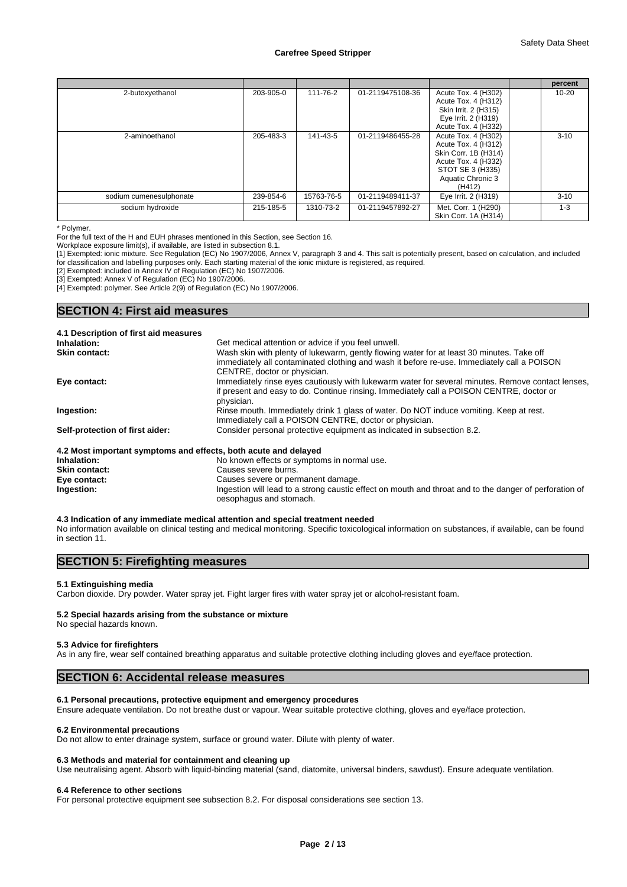| | | | | | | percent |
|---|---|---|---|---|---|---|
| 2-butoxyethanol | 203-905-0 | 111-76-2 | 01-2119475108-36 | Acute Tox. 4 (H302) Acute Tox. 4 (H312) Skin Irrit. 2 (H315) Eye Irrit. 2 (H319) Acute Tox. 4 (H332) | | 10-20 |
| 2-aminoethanol | 205-483-3 | 141-43-5 | 01-2119486455-28 | Acute Tox. 4 (H302) Acute Tox. 4 (H312) Skin Corr. 1B (H314) Acute Tox. 4 (H332) STOT SE 3 (H335) Aquatic Chronic 3 (H412) | | 3-10 |
| sodium cumenesulphonate | 239-854-6 | 15763-76-5 | 01-2119489411-37 | Eye Irrit. 2 (H319) | | 3-10 |
| sodium hydroxide | 215-185-5 | 1310-73-2 | 01-2119457892-27 | Met. Corr. 1 (H290) Skin Corr. 1A (H314) | | 1-3 |

* Polymer.

For the full text of the H and EUH phrases mentioned in this Section, see Section 16.

Workplace exposure limit(s), if available, are listed in subsection 8.1.

[1] Exempted: ionic mixture. See Regulation (EC) No 1907/2006, Annex V, paragraph 3 and 4. This salt is potentially present, based on calculation, and included for classification and labelling purposes only. Each starting material of the ionic mixture is registered, as required.

[2] Exempted: included in Annex IV of Regulation (EC) No 1907/2006.

[3] Exempted: Annex V of Regulation (EC) No 1907/2006.

[4] Exempted: polymer. See Article 2(9) of Regulation (EC) No 1907/2006.

## SECTION 4: First aid measures

**4.1 Description of first aid measures**

**Inhalation:** Get medical attention or advice if you feel unwell.

**Skin contact:** Wash skin with plenty of lukewarm, gently flowing water for at least 30 minutes. Take off immediately all contaminated clothing and wash it before re-use. Immediately call a POISON CENTRE, doctor or physician.

**Eye contact:** Immediately rinse eyes cautiously with lukewarm water for several minutes. Remove contact lenses, if present and easy to do. Continue rinsing. Immediately call a POISON CENTRE, doctor or physician.

**Ingestion:** Rinse mouth. Immediately drink 1 glass of water. Do NOT induce vomiting. Keep at rest. Immediately call a POISON CENTRE, doctor or physician.

**Self-protection of first aider:** Consider personal protective equipment as indicated in subsection 8.2.

**4.2 Most important symptoms and effects, both acute and delayed**

**Inhalation:** No known effects or symptoms in normal use.

**Skin contact:** Causes severe burns.

**Eye contact:** Causes severe or permanent damage.

**Ingestion:** Ingestion will lead to a strong caustic effect on mouth and throat and to the danger of perforation of oesophagus and stomach.

**4.3 Indication of any immediate medical attention and special treatment needed**

No information available on clinical testing and medical monitoring. Specific toxicological information on substances, if available, can be found in section 11.

## SECTION 5: Firefighting measures

**5.1 Extinguishing media**

Carbon dioxide. Dry powder. Water spray jet. Fight larger fires with water spray jet or alcohol-resistant foam.

**5.2 Special hazards arising from the substance or mixture**

No special hazards known.

**5.3 Advice for firefighters**

As in any fire, wear self contained breathing apparatus and suitable protective clothing including gloves and eye/face protection.

## SECTION 6: Accidental release measures

**6.1 Personal precautions, protective equipment and emergency procedures**

Ensure adequate ventilation. Do not breathe dust or vapour. Wear suitable protective clothing, gloves and eye/face protection.

**6.2 Environmental precautions**

Do not allow to enter drainage system, surface or ground water. Dilute with plenty of water.

**6.3 Methods and material for containment and cleaning up**

Use neutralising agent. Absorb with liquid-binding material (sand, diatomite, universal binders, sawdust). Ensure adequate ventilation.

**6.4 Reference to other sections**

For personal protective equipment see subsection 8.2. For disposal considerations see section 13.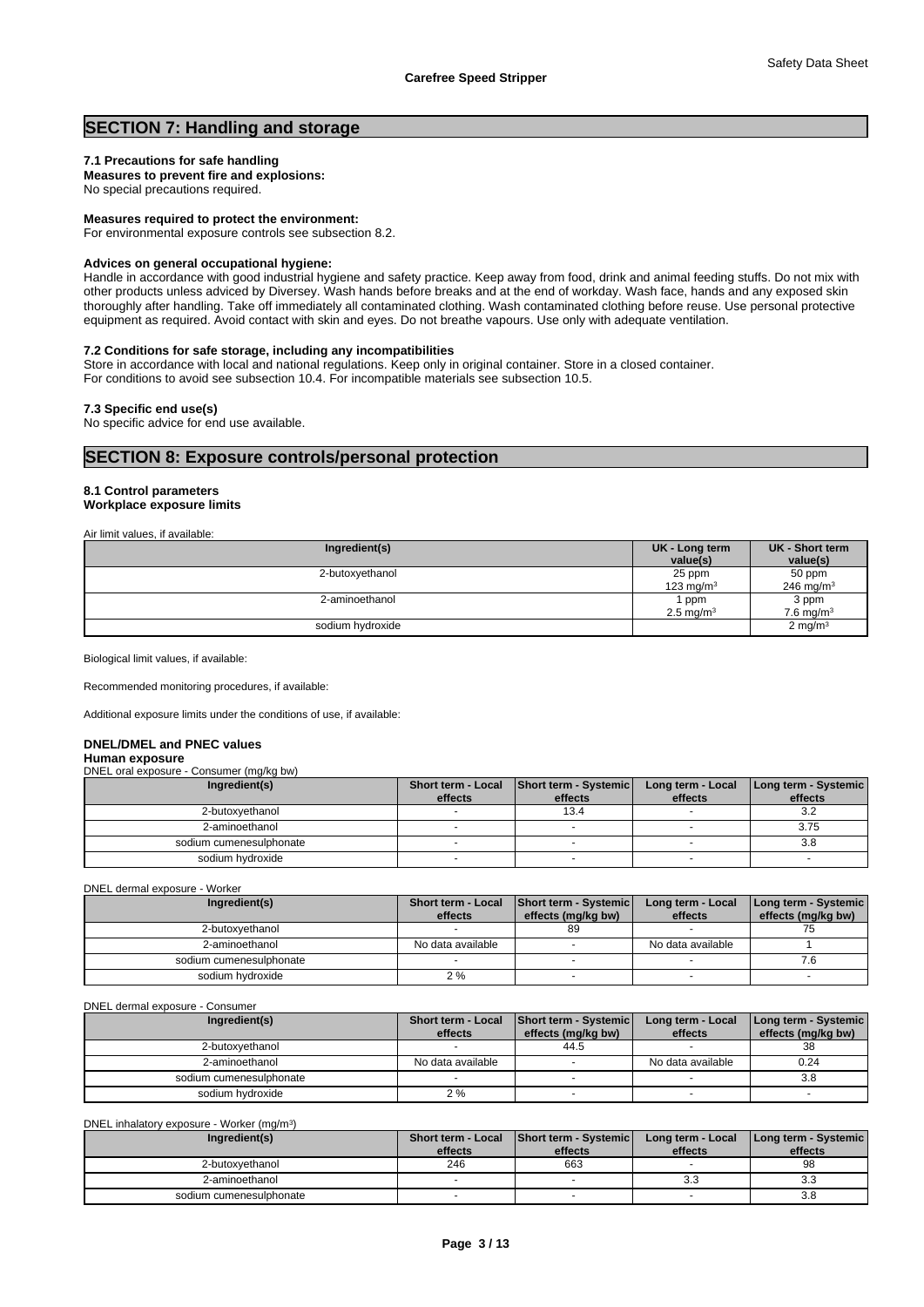## SECTION 7: Handling and storage

### 7.1 Precautions for safe handling

**Measures to prevent fire and explosions:**
No special precautions required.

**Measures required to protect the environment:**
For environmental exposure controls see subsection 8.2.

**Advices on general occupational hygiene:**
Handle in accordance with good industrial hygiene and safety practice. Keep away from food, drink and animal feeding stuffs. Do not mix with other products unless adviced by Diversey. Wash hands before breaks and at the end of workday. Wash face, hands and any exposed skin thoroughly after handling. Take off immediately all contaminated clothing. Wash contaminated clothing before reuse. Use personal protective equipment as required. Avoid contact with skin and eyes. Do not breathe vapours. Use only with adequate ventilation.

### 7.2 Conditions for safe storage, including any incompatibilities

Store in accordance with local and national regulations. Keep only in original container. Store in a closed container.
For conditions to avoid see subsection 10.4. For incompatible materials see subsection 10.5.

### 7.3 Specific end use(s)

No specific advice for end use available.

## SECTION 8: Exposure controls/personal protection

### 8.1 Control parameters

**Workplace exposure limits**

Air limit values, if available:

| Ingredient(s) | UK - Long term value(s) | UK - Short term value(s) |
|---|---|---|
| 2-butoxyethanol | 25 ppm<br>123 mg/m³ | 50 ppm<br>246 mg/m³ |
| 2-aminoethanol | 1 ppm<br>2.5 mg/m³ | 3 ppm<br>7.6 mg/m³ |
| sodium hydroxide | | 2 mg/m³ |

Biological limit values, if available:

Recommended monitoring procedures, if available:

Additional exposure limits under the conditions of use, if available:

**DNEL/DMEL and PNEC values**

**Human exposure**

DNEL oral exposure - Consumer (mg/kg bw)

| Ingredient(s) | Short term - Local effects | Short term - Systemic effects | Long term - Local effects | Long term - Systemic effects |
|---|---|---|---|---|
| 2-butoxyethanol | - | 13.4 | - | 3.2 |
| 2-aminoethanol | - | - | - | 3.75 |
| sodium cumenesulphonate | - | - | - | 3.8 |
| sodium hydroxide | - | - | - | - |

DNEL dermal exposure - Worker

| Ingredient(s) | Short term - Local effects | Short term - Systemic effects (mg/kg bw) | Long term - Local effects | Long term - Systemic effects (mg/kg bw) |
|---|---|---|---|---|
| 2-butoxyethanol | - | 89 | - | 75 |
| 2-aminoethanol | No data available | - | No data available | 1 |
| sodium cumenesulphonate | - | - | - | 7.6 |
| sodium hydroxide | 2 % | - | - | - |

DNEL dermal exposure - Consumer

| Ingredient(s) | Short term - Local effects | Short term - Systemic effects (mg/kg bw) | Long term - Local effects | Long term - Systemic effects (mg/kg bw) |
|---|---|---|---|---|
| 2-butoxyethanol | - | 44.5 | - | 38 |
| 2-aminoethanol | No data available | - | No data available | 0.24 |
| sodium cumenesulphonate | - | - | - | 3.8 |
| sodium hydroxide | 2 % | - | - | - |

DNEL inhalatory exposure - Worker (mg/m³)

| Ingredient(s) | Short term - Local effects | Short term - Systemic effects | Long term - Local effects | Long term - Systemic effects |
|---|---|---|---|---|
| 2-butoxyethanol | 246 | 663 | - | 98 |
| 2-aminoethanol | - | - | 3.3 | 3.3 |
| sodium cumenesulphonate | - | - | - | 3.8 |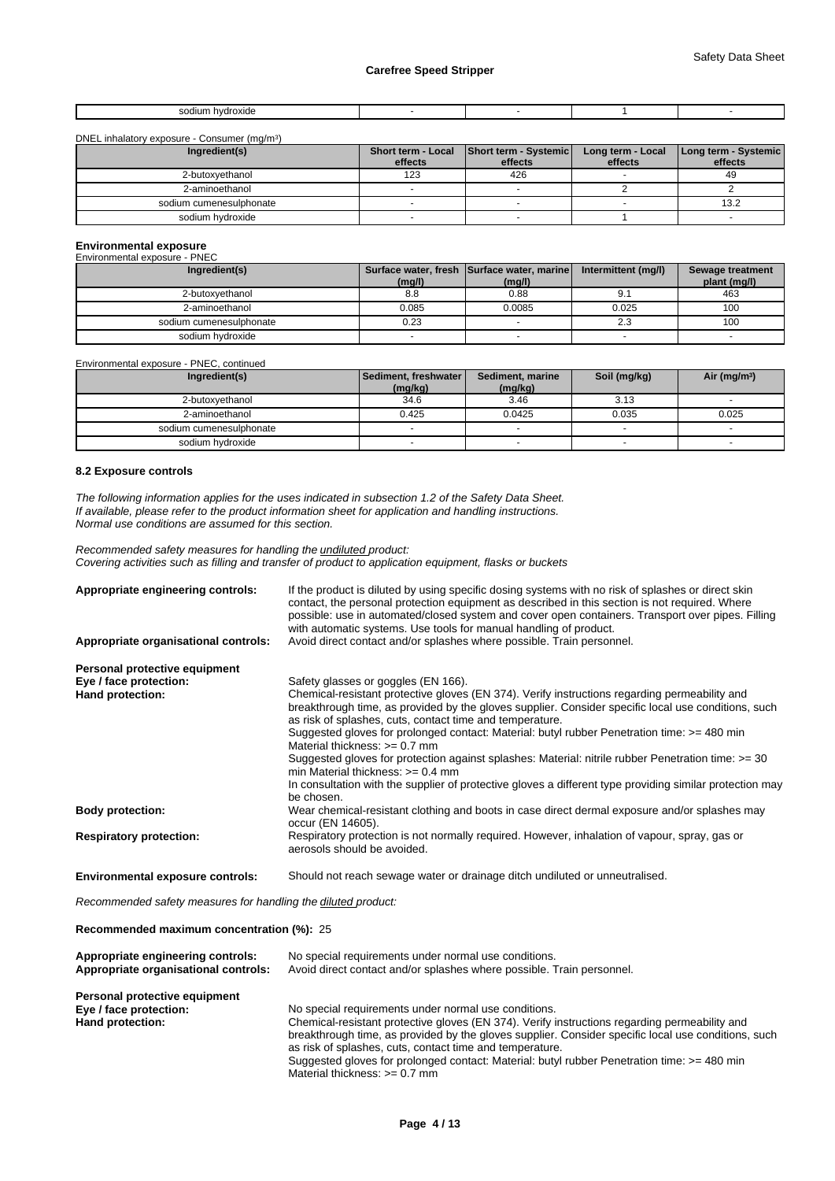| sodium hydroxide | - | - | 1 | - |
|---|---|---|---|---|

DNEL inhalatory exposure - Consumer (mg/m³)

| Ingredient(s) | Short term - Local effects | Short term - Systemic effects | Long term - Local effects | Long term - Systemic effects |
|---|---|---|---|---|
| 2-butoxyethanol | 123 | 426 | - | 49 |
| 2-aminoethanol | - | - | 2 | 2 |
| sodium cumenesulphonate | - | - | - | 13.2 |
| sodium hydroxide | - | - | 1 | - |

**Environmental exposure**

Environmental exposure - PNEC

| Ingredient(s) | Surface water, fresh (mg/l) | Surface water, marine (mg/l) | Intermittent (mg/l) | Sewage treatment plant (mg/l) |
|---|---|---|---|---|
| 2-butoxyethanol | 8.8 | 0.88 | 9.1 | 463 |
| 2-aminoethanol | 0.085 | 0.0085 | 0.025 | 100 |
| sodium cumenesulphonate | 0.23 | - | 2.3 | 100 |
| sodium hydroxide | - | - | - | - |

Environmental exposure - PNEC, continued

| Ingredient(s) | Sediment, freshwater (mg/kg) | Sediment, marine (mg/kg) | Soil (mg/kg) | Air (mg/m³) |
|---|---|---|---|---|
| 2-butoxyethanol | 34.6 | 3.46 | 3.13 | - |
| 2-aminoethanol | 0.425 | 0.0425 | 0.035 | 0.025 |
| sodium cumenesulphonate | - | - | - | - |
| sodium hydroxide | - | - | - | - |

**8.2 Exposure controls**

*The following information applies for the uses indicated in subsection 1.2 of the Safety Data Sheet.*
*If available, please refer to the product information sheet for application and handling instructions.*
*Normal use conditions are assumed for this section.*

*Recommended safety measures for handling the undiluted product:*
*Covering activities such as filling and transfer of product to application equipment, flasks or buckets*

**Appropriate engineering controls:** If the product is diluted by using specific dosing systems with no risk of splashes or direct skin contact, the personal protection equipment as described in this section is not required. Where possible: use in automated/closed system and cover open containers. Transport over pipes. Filling with automatic systems. Use tools for manual handling of product.

**Appropriate organisational controls:** Avoid direct contact and/or splashes where possible. Train personnel.

**Personal protective equipment**

**Eye / face protection:** Safety glasses or goggles (EN 166).

**Hand protection:** Chemical-resistant protective gloves (EN 374). Verify instructions regarding permeability and breakthrough time, as provided by the gloves supplier. Consider specific local use conditions, such as risk of splashes, cuts, contact time and temperature.
Suggested gloves for prolonged contact: Material: butyl rubber Penetration time: >= 480 min Material thickness: >= 0.7 mm
Suggested gloves for protection against splashes: Material: nitrile rubber Penetration time: >= 30 min Material thickness: >= 0.4 mm
In consultation with the supplier of protective gloves a different type providing similar protection may be chosen.

**Body protection:** Wear chemical-resistant clothing and boots in case direct dermal exposure and/or splashes may occur (EN 14605).

**Respiratory protection:** Respiratory protection is not normally required. However, inhalation of vapour, spray, gas or aerosols should be avoided.

**Environmental exposure controls:** Should not reach sewage water or drainage ditch undiluted or unneutralised.

*Recommended safety measures for handling the diluted product:*

**Recommended maximum concentration (%):** 25

**Appropriate engineering controls:** No special requirements under normal use conditions.

**Appropriate organisational controls:** Avoid direct contact and/or splashes where possible. Train personnel.

**Personal protective equipment**

**Eye / face protection:** No special requirements under normal use conditions.

**Hand protection:** Chemical-resistant protective gloves (EN 374). Verify instructions regarding permeability and breakthrough time, as provided by the gloves supplier. Consider specific local use conditions, such as risk of splashes, cuts, contact time and temperature.
Suggested gloves for prolonged contact: Material: butyl rubber Penetration time: >= 480 min Material thickness: >= 0.7 mm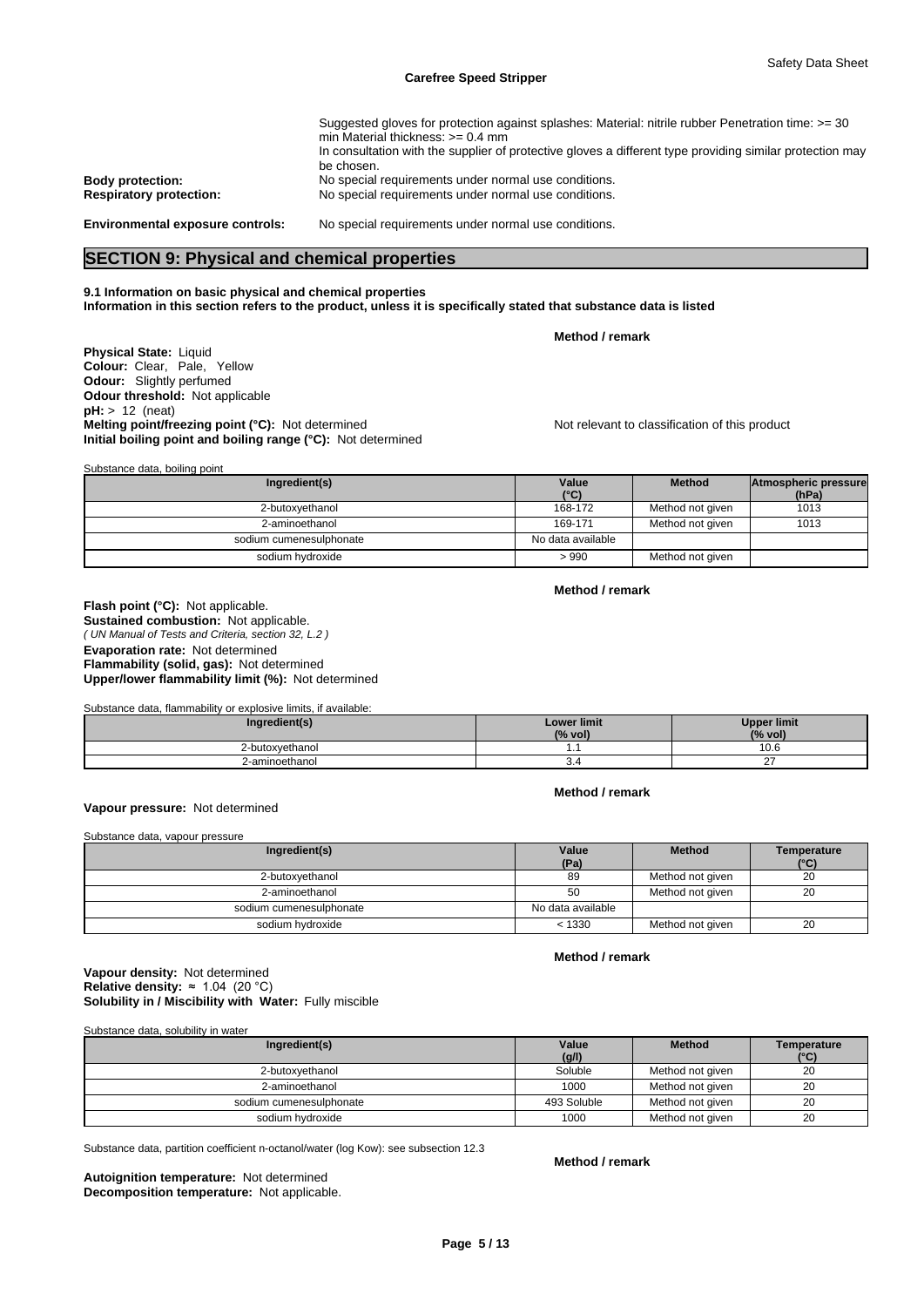Suggested gloves for protection against splashes: Material: nitrile rubber Penetration time: >= 30 min Material thickness: >= 0.4 mm
In consultation with the supplier of protective gloves a different type providing similar protection may be chosen.

**Body protection:** No special requirements under normal use conditions.
**Respiratory protection:** No special requirements under normal use conditions.

**Environmental exposure controls:** No special requirements under normal use conditions.

## SECTION 9: Physical and chemical properties

**9.1 Information on basic physical and chemical properties**
**Information in this section refers to the product, unless it is specifically stated that substance data is listed**

**Method / remark**

**Physical State:** Liquid
**Colour:** Clear, Pale, Yellow
**Odour:** Slightly perfumed
**Odour threshold:** Not applicable
**pH:** > 12 (neat)
**Melting point/freezing point (°C):** Not determined — Not relevant to classification of this product
**Initial boiling point and boiling range (°C):** Not determined

Substance data, boiling point

| Ingredient(s) | Value (°C) | Method | Atmospheric pressure (hPa) |
|---|---|---|---|
| 2-butoxyethanol | 168-172 | Method not given | 1013 |
| 2-aminoethanol | 169-171 | Method not given | 1013 |
| sodium cumenesulphonate | No data available | | |
| sodium hydroxide | > 990 | Method not given | |

**Method / remark**

**Flash point (°C):** Not applicable.
**Sustained combustion:** Not applicable.
*( UN Manual of Tests and Criteria, section 32, L.2 )*
**Evaporation rate:** Not determined
**Flammability (solid, gas):** Not determined
**Upper/lower flammability limit (%):** Not determined

Substance data, flammability or explosive limits, if available:

| Ingredient(s) | Lower limit (% vol) | Upper limit (% vol) |
|---|---|---|
| 2-butoxyethanol | 1.1 | 10.6 |
| 2-aminoethanol | 3.4 | 27 |

**Method / remark**

**Vapour pressure:** Not determined

Substance data, vapour pressure

| Ingredient(s) | Value (Pa) | Method | Temperature (°C) |
|---|---|---|---|
| 2-butoxyethanol | 89 | Method not given | 20 |
| 2-aminoethanol | 50 | Method not given | 20 |
| sodium cumenesulphonate | No data available | | |
| sodium hydroxide | < 1330 | Method not given | 20 |

**Method / remark**

**Vapour density:** Not determined
**Relative density:** ≈ 1.04 (20 °C)
**Solubility in / Miscibility with Water:** Fully miscible

Substance data, solubility in water

| Ingredient(s) | Value (g/l) | Method | Temperature (°C) |
|---|---|---|---|
| 2-butoxyethanol | Soluble | Method not given | 20 |
| 2-aminoethanol | 1000 | Method not given | 20 |
| sodium cumenesulphonate | 493 Soluble | Method not given | 20 |
| sodium hydroxide | 1000 | Method not given | 20 |

Substance data, partition coefficient n-octanol/water (log Kow): see subsection 12.3

**Method / remark**

**Autoignition temperature:** Not determined
**Decomposition temperature:** Not applicable.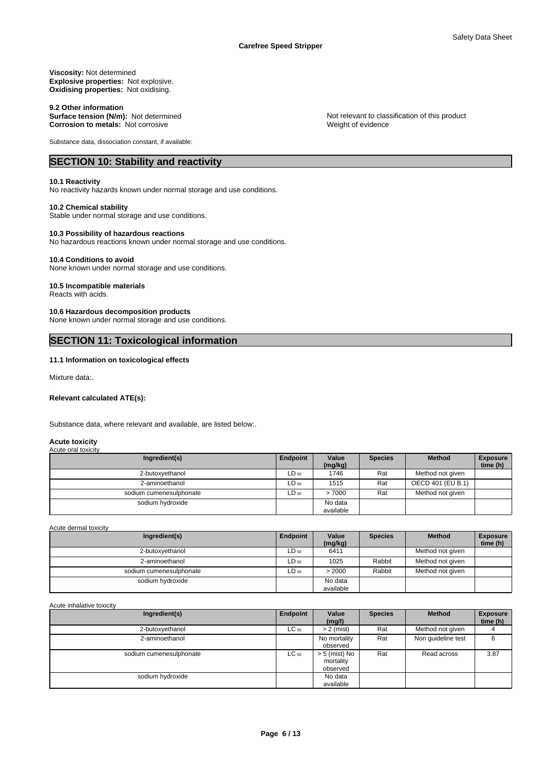**Viscosity:** Not determined
**Explosive properties:** Not explosive.
**Oxidising properties:** Not oxidising.

**9.2 Other information**
**Surface tension (N/m):** Not determined — Not relevant to classification of this product
**Corrosion to metals:** Not corrosive — Weight of evidence

Substance data, dissociation constant, if available:

## SECTION 10: Stability and reactivity

**10.1 Reactivity**
No reactivity hazards known under normal storage and use conditions.

**10.2 Chemical stability**
Stable under normal storage and use conditions.

**10.3 Possibility of hazardous reactions**
No hazardous reactions known under normal storage and use conditions.

**10.4 Conditions to avoid**
None known under normal storage and use conditions.

**10.5 Incompatible materials**
Reacts with acids.

**10.6 Hazardous decomposition products**
None known under normal storage and use conditions.

## SECTION 11: Toxicological information

**11.1 Information on toxicological effects**

Mixture data:.

**Relevant calculated ATE(s):**

Substance data, where relevant and available, are listed below:.

**Acute toxicity**

Acute oral toxicity

| Ingredient(s) | Endpoint | Value (mg/kg) | Species | Method | Exposure time (h) |
|---|---|---|---|---|---|
| 2-butoxyethanol | $LD_{50}$ | 1746 | Rat | Method not given | |
| 2-aminoethanol | $LD_{50}$ | 1515 | Rat | OECD 401 (EU B.1) | |
| sodium cumenesulphonate | $LD_{50}$ | > 7000 | Rat | Method not given | |
| sodium hydroxide | | No data available | | | |

Acute dermal toxicity

| Ingredient(s) | Endpoint | Value (mg/kg) | Species | Method | Exposure time (h) |
|---|---|---|---|---|---|
| 2-butoxyethanol | $LD_{50}$ | 6411 | | Method not given | |
| 2-aminoethanol | $LD_{50}$ | 1025 | Rabbit | Method not given | |
| sodium cumenesulphonate | $LD_{50}$ | > 2000 | Rabbit | Method not given | |
| sodium hydroxide | | No data available | | | |

Acute inhalative toxicity

| Ingredient(s) | Endpoint | Value (mg/l) | Species | Method | Exposure time (h) |
|---|---|---|---|---|---|
| 2-butoxyethanol | $LC_{50}$ | > 2 (mist) | Rat | Method not given | 4 |
| 2-aminoethanol | | No mortality observed | Rat | Non guideline test | 6 |
| sodium cumenesulphonate | $LC_{50}$ | > 5 (mist) No mortality observed | Rat | Read across | 3.87 |
| sodium hydroxide | | No data available | | | |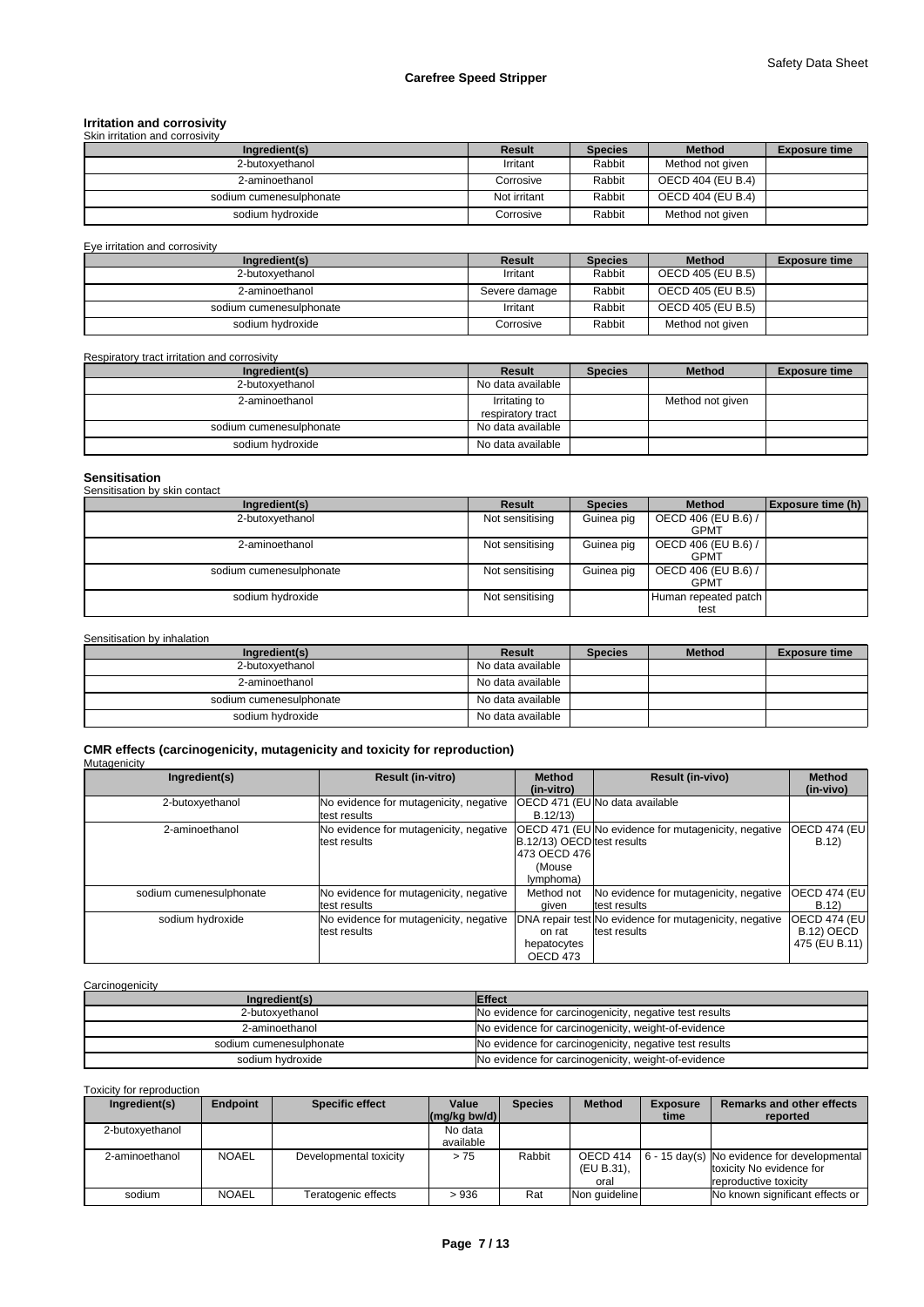## Irritation and corrosivity

Skin irritation and corrosivity

| Ingredient(s) | Result | Species | Method | Exposure time |
|---|---|---|---|---|
| 2-butoxyethanol | Irritant | Rabbit | Method not given | |
| 2-aminoethanol | Corrosive | Rabbit | OECD 404 (EU B.4) | |
| sodium cumenesulphonate | Not irritant | Rabbit | OECD 404 (EU B.4) | |
| sodium hydroxide | Corrosive | Rabbit | Method not given | |

Eye irritation and corrosivity

| Ingredient(s) | Result | Species | Method | Exposure time |
|---|---|---|---|---|
| 2-butoxyethanol | Irritant | Rabbit | OECD 405 (EU B.5) | |
| 2-aminoethanol | Severe damage | Rabbit | OECD 405 (EU B.5) | |
| sodium cumenesulphonate | Irritant | Rabbit | OECD 405 (EU B.5) | |
| sodium hydroxide | Corrosive | Rabbit | Method not given | |

Respiratory tract irritation and corrosivity

| Ingredient(s) | Result | Species | Method | Exposure time |
|---|---|---|---|---|
| 2-butoxyethanol | No data available | | | |
| 2-aminoethanol | Irritating to respiratory tract | | Method not given | |
| sodium cumenesulphonate | No data available | | | |
| sodium hydroxide | No data available | | | |

## Sensitisation

Sensitisation by skin contact

| Ingredient(s) | Result | Species | Method | Exposure time (h) |
|---|---|---|---|---|
| 2-butoxyethanol | Not sensitising | Guinea pig | OECD 406 (EU B.6) / GPMT | |
| 2-aminoethanol | Not sensitising | Guinea pig | OECD 406 (EU B.6) / GPMT | |
| sodium cumenesulphonate | Not sensitising | Guinea pig | OECD 406 (EU B.6) / GPMT | |
| sodium hydroxide | Not sensitising | | Human repeated patch test | |

Sensitisation by inhalation

| Ingredient(s) | Result | Species | Method | Exposure time |
|---|---|---|---|---|
| 2-butoxyethanol | No data available | | | |
| 2-aminoethanol | No data available | | | |
| sodium cumenesulphonate | No data available | | | |
| sodium hydroxide | No data available | | | |

## CMR effects (carcinogenicity, mutagenicity and toxicity for reproduction)

Mutagenicity

| Ingredient(s) | Result (in-vitro) | Method (in-vitro) | Result (in-vivo) | Method (in-vivo) |
|---|---|---|---|---|
| 2-butoxyethanol | No evidence for mutagenicity, negative test results | OECD 471 (EU B.12/13) | No data available | |
| 2-aminoethanol | No evidence for mutagenicity, negative test results | OECD 471 (EU B.12/13) OECD 473 OECD 476 (Mouse lymphoma) | No evidence for mutagenicity, negative test results | OECD 474 (EU B.12) |
| sodium cumenesulphonate | No evidence for mutagenicity, negative test results | Method not given | No evidence for mutagenicity, negative test results | OECD 474 (EU B.12) |
| sodium hydroxide | No evidence for mutagenicity, negative test results | DNA repair test on rat hepatocytes OECD 473 | No evidence for mutagenicity, negative test results | OECD 474 (EU B.12) OECD 475 (EU B.11) |

Carcinogenicity

| Ingredient(s) | Effect |
|---|---|
| 2-butoxyethanol | No evidence for carcinogenicity, negative test results |
| 2-aminoethanol | No evidence for carcinogenicity, weight-of-evidence |
| sodium cumenesulphonate | No evidence for carcinogenicity, negative test results |
| sodium hydroxide | No evidence for carcinogenicity, weight-of-evidence |

Toxicity for reproduction

| Ingredient(s) | Endpoint | Specific effect | Value (mg/kg bw/d) | Species | Method | Exposure time | Remarks and other effects reported |
|---|---|---|---|---|---|---|---|
| 2-butoxyethanol | | | No data available | | | | |
| 2-aminoethanol | NOAEL | Developmental toxicity | > 75 | Rabbit | OECD 414 (EU B.31), oral | 6 - 15 day(s) | No evidence for developmental toxicity No evidence for reproductive toxicity |
| sodium | NOAEL | Teratogenic effects | > 936 | Rat | Non guideline | | No known significant effects or |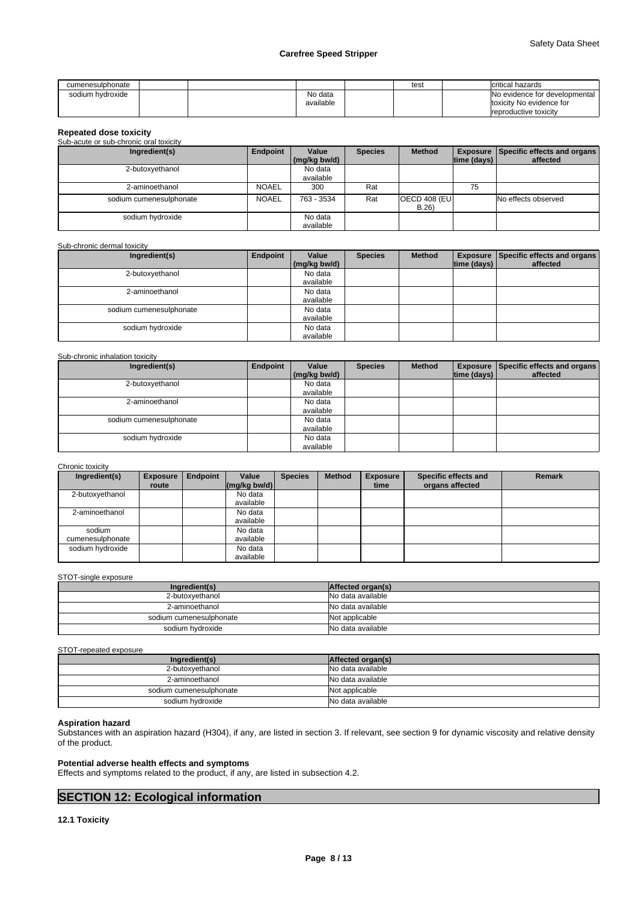| cumenesulphonate | | | | | test | | critical hazards |
|---|---|---|---|---|---|---|---|
| sodium hydroxide | | | No data available | | | | No evidence for developmental toxicity No evidence for reproductive toxicity |

**Repeated dose toxicity**

Sub-acute or sub-chronic oral toxicity

| Ingredient(s) | Endpoint | Value (mg/kg bw/d) | Species | Method | Exposure time (days) | Specific effects and organs affected |
|---|---|---|---|---|---|---|
| 2-butoxyethanol | | No data available | | | | |
| 2-aminoethanol | NOAEL | 300 | Rat | | 75 | |
| sodium cumenesulphonate | NOAEL | 763 - 3534 | Rat | OECD 408 (EU B.26) | | No effects observed |
| sodium hydroxide | | No data available | | | | |

Sub-chronic dermal toxicity

| Ingredient(s) | Endpoint | Value (mg/kg bw/d) | Species | Method | Exposure time (days) | Specific effects and organs affected |
|---|---|---|---|---|---|---|
| 2-butoxyethanol | | No data available | | | | |
| 2-aminoethanol | | No data available | | | | |
| sodium cumenesulphonate | | No data available | | | | |
| sodium hydroxide | | No data available | | | | |

Sub-chronic inhalation toxicity

| Ingredient(s) | Endpoint | Value (mg/kg bw/d) | Species | Method | Exposure time (days) | Specific effects and organs affected |
|---|---|---|---|---|---|---|
| 2-butoxyethanol | | No data available | | | | |
| 2-aminoethanol | | No data available | | | | |
| sodium cumenesulphonate | | No data available | | | | |
| sodium hydroxide | | No data available | | | | |

Chronic toxicity

| Ingredient(s) | Exposure route | Endpoint | Value (mg/kg bw/d) | Species | Method | Exposure time | Specific effects and organs affected | Remark |
|---|---|---|---|---|---|---|---|---|
| 2-butoxyethanol | | | No data available | | | | | |
| 2-aminoethanol | | | No data available | | | | | |
| sodium cumenesulphonate | | | No data available | | | | | |
| sodium hydroxide | | | No data available | | | | | |

STOT-single exposure

| Ingredient(s) | Affected organ(s) |
|---|---|
| 2-butoxyethanol | No data available |
| 2-aminoethanol | No data available |
| sodium cumenesulphonate | Not applicable |
| sodium hydroxide | No data available |

STOT-repeated exposure

| Ingredient(s) | Affected organ(s) |
|---|---|
| 2-butoxyethanol | No data available |
| 2-aminoethanol | No data available |
| sodium cumenesulphonate | Not applicable |
| sodium hydroxide | No data available |

**Aspiration hazard**

Substances with an aspiration hazard (H304), if any, are listed in section 3. If relevant, see section 9 for dynamic viscosity and relative density of the product.

**Potential adverse health effects and symptoms**

Effects and symptoms related to the product, if any, are listed in subsection 4.2.

## SECTION 12: Ecological information

**12.1 Toxicity**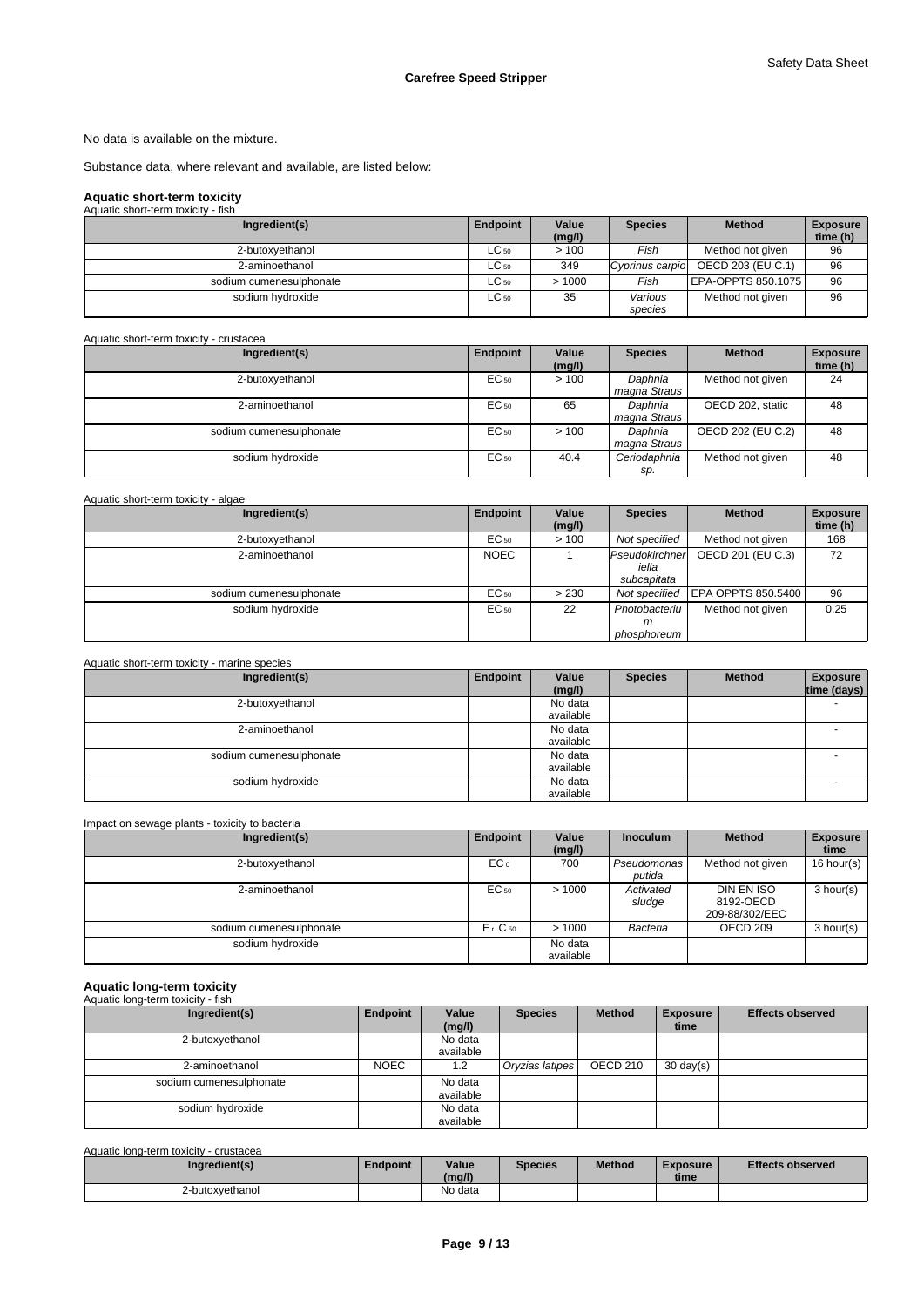No data is available on the mixture.

Substance data, where relevant and available, are listed below:

### Aquatic short-term toxicity

Aquatic short-term toxicity - fish

| Ingredient(s) | Endpoint | Value (mg/l) | Species | Method | Exposure time (h) |
|---|---|---|---|---|---|
| 2-butoxyethanol | $LC_{50}$ | > 100 | *Fish* | Method not given | 96 |
| 2-aminoethanol | $LC_{50}$ | 349 | *Cyprinus carpio* | OECD 203 (EU C.1) | 96 |
| sodium cumenesulphonate | $LC_{50}$ | > 1000 | *Fish* | EPA-OPPTS 850.1075 | 96 |
| sodium hydroxide | $LC_{50}$ | 35 | *Various species* | Method not given | 96 |

Aquatic short-term toxicity - crustacea

| Ingredient(s) | Endpoint | Value (mg/l) | Species | Method | Exposure time (h) |
|---|---|---|---|---|---|
| 2-butoxyethanol | $EC_{50}$ | > 100 | *Daphnia magna Straus* | Method not given | 24 |
| 2-aminoethanol | $EC_{50}$ | 65 | *Daphnia magna Straus* | OECD 202, static | 48 |
| sodium cumenesulphonate | $EC_{50}$ | > 100 | *Daphnia magna Straus* | OECD 202 (EU C.2) | 48 |
| sodium hydroxide | $EC_{50}$ | 40.4 | *Ceriodaphnia sp.* | Method not given | 48 |

Aquatic short-term toxicity - algae

| Ingredient(s) | Endpoint | Value (mg/l) | Species | Method | Exposure time (h) |
|---|---|---|---|---|---|
| 2-butoxyethanol | $EC_{50}$ | > 100 | *Not specified* | Method not given | 168 |
| 2-aminoethanol | NOEC | 1 | *Pseudokirchneriella subcapitata* | OECD 201 (EU C.3) | 72 |
| sodium cumenesulphonate | $EC_{50}$ | > 230 | *Not specified* | EPA OPPTS 850.5400 | 96 |
| sodium hydroxide | $EC_{50}$ | 22 | *Photobacterium phosphoreum* | Method not given | 0.25 |

Aquatic short-term toxicity - marine species

| Ingredient(s) | Endpoint | Value (mg/l) | Species | Method | Exposure time (days) |
|---|---|---|---|---|---|
| 2-butoxyethanol | | No data available | | | - |
| 2-aminoethanol | | No data available | | | - |
| sodium cumenesulphonate | | No data available | | | - |
| sodium hydroxide | | No data available | | | - |

Impact on sewage plants - toxicity to bacteria

| Ingredient(s) | Endpoint | Value (mg/l) | Inoculum | Method | Exposure time |
|---|---|---|---|---|---|
| 2-butoxyethanol | $EC_0$ | 700 | *Pseudomonas putida* | Method not given | 16 hour(s) |
| 2-aminoethanol | $EC_{50}$ | > 1000 | *Activated sludge* | DIN EN ISO 8192-OECD 209-88/302/EEC | 3 hour(s) |
| sodium cumenesulphonate | $E_rC_{50}$ | > 1000 | *Bacteria* | OECD 209 | 3 hour(s) |
| sodium hydroxide | | No data available | | | |

### Aquatic long-term toxicity

Aquatic long-term toxicity - fish

| Ingredient(s) | Endpoint | Value (mg/l) | Species | Method | Exposure time | Effects observed |
|---|---|---|---|---|---|---|
| 2-butoxyethanol | | No data available | | | | |
| 2-aminoethanol | NOEC | 1.2 | *Oryzias latipes* | OECD 210 | 30 day(s) | |
| sodium cumenesulphonate | | No data available | | | | |
| sodium hydroxide | | No data available | | | | |

Aquatic long-term toxicity - crustacea

| Ingredient(s) | Endpoint | Value (mg/l) | Species | Method | Exposure time | Effects observed |
|---|---|---|---|---|---|---|
| 2-butoxyethanol | | No data | | | | |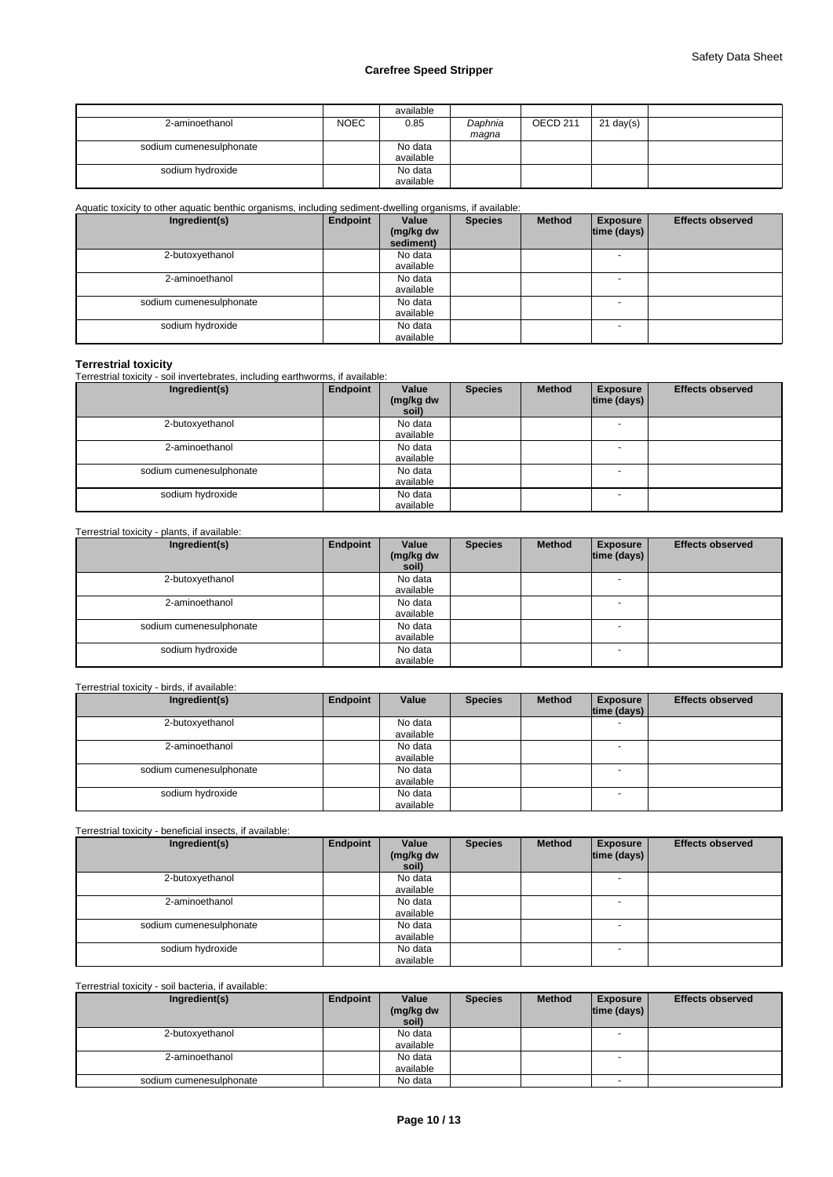| | | available | | | | |
|---|---|---|---|---|---|---|
| 2-aminoethanol | NOEC | 0.85 | *Daphnia magna* | OECD 211 | 21 day(s) | |
| sodium cumenesulphonate | | No data available | | | | |
| sodium hydroxide | | No data available | | | | |

Aquatic toxicity to other aquatic benthic organisms, including sediment-dwelling organisms, if available:

| Ingredient(s) | Endpoint | Value (mg/kg dw sediment) | Species | Method | Exposure time (days) | Effects observed |
|---|---|---|---|---|---|---|
| 2-butoxyethanol | | No data available | | | - | |
| 2-aminoethanol | | No data available | | | - | |
| sodium cumenesulphonate | | No data available | | | - | |
| sodium hydroxide | | No data available | | | - | |

**Terrestrial toxicity**

Terrestrial toxicity - soil invertebrates, including earthworms, if available:

| Ingredient(s) | Endpoint | Value (mg/kg dw soil) | Species | Method | Exposure time (days) | Effects observed |
|---|---|---|---|---|---|---|
| 2-butoxyethanol | | No data available | | | - | |
| 2-aminoethanol | | No data available | | | - | |
| sodium cumenesulphonate | | No data available | | | - | |
| sodium hydroxide | | No data available | | | - | |

Terrestrial toxicity - plants, if available:

| Ingredient(s) | Endpoint | Value (mg/kg dw soil) | Species | Method | Exposure time (days) | Effects observed |
|---|---|---|---|---|---|---|
| 2-butoxyethanol | | No data available | | | - | |
| 2-aminoethanol | | No data available | | | - | |
| sodium cumenesulphonate | | No data available | | | - | |
| sodium hydroxide | | No data available | | | - | |

Terrestrial toxicity - birds, if available:

| Ingredient(s) | Endpoint | Value | Species | Method | Exposure time (days) | Effects observed |
|---|---|---|---|---|---|---|
| 2-butoxyethanol | | No data available | | | - | |
| 2-aminoethanol | | No data available | | | - | |
| sodium cumenesulphonate | | No data available | | | - | |
| sodium hydroxide | | No data available | | | - | |

Terrestrial toxicity - beneficial insects, if available:

| Ingredient(s) | Endpoint | Value (mg/kg dw soil) | Species | Method | Exposure time (days) | Effects observed |
|---|---|---|---|---|---|---|
| 2-butoxyethanol | | No data available | | | - | |
| 2-aminoethanol | | No data available | | | - | |
| sodium cumenesulphonate | | No data available | | | - | |
| sodium hydroxide | | No data available | | | - | |

Terrestrial toxicity - soil bacteria, if available:

| Ingredient(s) | Endpoint | Value (mg/kg dw soil) | Species | Method | Exposure time (days) | Effects observed |
|---|---|---|---|---|---|---|
| 2-butoxyethanol | | No data available | | | - | |
| 2-aminoethanol | | No data available | | | - | |
| sodium cumenesulphonate | | No data | | | - | |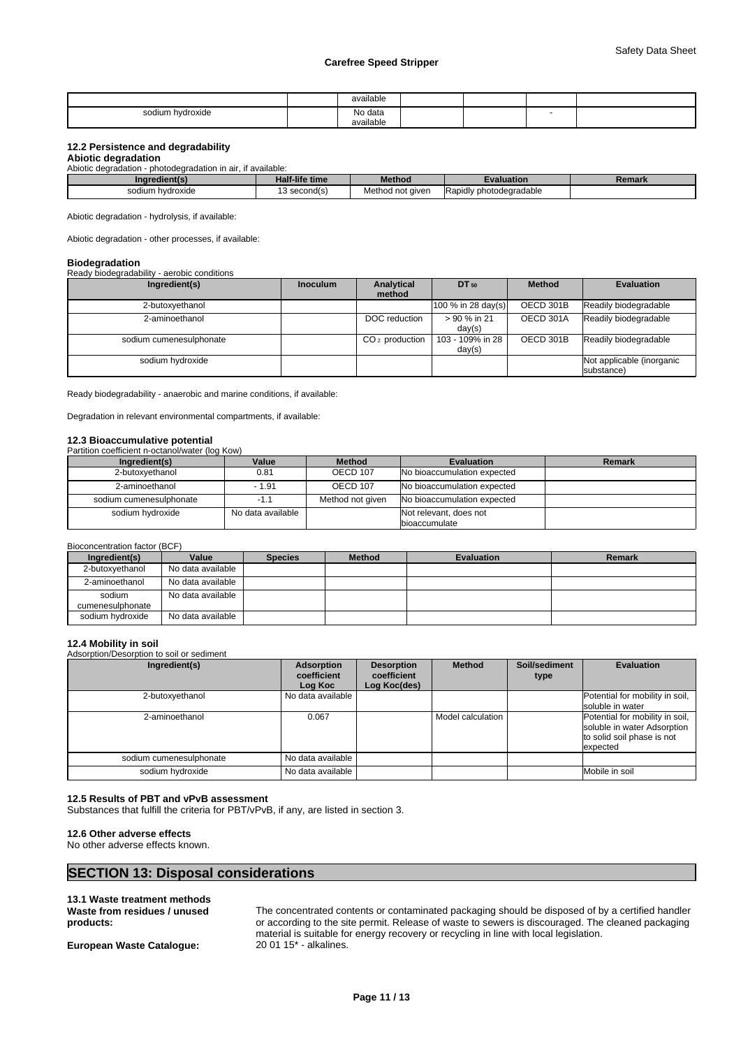| | | available | | | | |
|---|---|---|---|---|---|---|
| sodium hydroxide | | No data available | | | - | |

### 12.2 Persistence and degradability

**Abiotic degradation**

Abiotic degradation - photodegradation in air, if available:

| Ingredient(s) | Half-life time | Method | Evaluation | Remark |
|---|---|---|---|---|
| sodium hydroxide | 13 second(s) | Method not given | Rapidly photodegradable | |

Abiotic degradation - hydrolysis, if available:

Abiotic degradation - other processes, if available:

**Biodegradation**

Ready biodegradability - aerobic conditions

| Ingredient(s) | Inoculum | Analytical method | $DT_{50}$ | Method | Evaluation |
|---|---|---|---|---|---|
| 2-butoxyethanol | | | 100 % in 28 day(s) | OECD 301B | Readily biodegradable |
| 2-aminoethanol | | DOC reduction | > 90 % in 21 day(s) | OECD 301A | Readily biodegradable |
| sodium cumenesulphonate | | $CO_2$ production | 103 - 109% in 28 day(s) | OECD 301B | Readily biodegradable |
| sodium hydroxide | | | | | Not applicable (inorganic substance) |

Ready biodegradability - anaerobic and marine conditions, if available:

Degradation in relevant environmental compartments, if available:

### 12.3 Bioaccumulative potential

Partition coefficient n-octanol/water (log Kow)

| Ingredient(s) | Value | Method | Evaluation | Remark |
|---|---|---|---|---|
| 2-butoxyethanol | 0.81 | OECD 107 | No bioaccumulation expected | |
| 2-aminoethanol | - 1.91 | OECD 107 | No bioaccumulation expected | |
| sodium cumenesulphonate | -1.1 | Method not given | No bioaccumulation expected | |
| sodium hydroxide | No data available | | Not relevant, does not bioaccumulate | |

Bioconcentration factor (BCF)

| Ingredient(s) | Value | Species | Method | Evaluation | Remark |
|---|---|---|---|---|---|
| 2-butoxyethanol | No data available | | | | |
| 2-aminoethanol | No data available | | | | |
| sodium cumenesulphonate | No data available | | | | |
| sodium hydroxide | No data available | | | | |

### 12.4 Mobility in soil

Adsorption/Desorption to soil or sediment

| Ingredient(s) | Adsorption coefficient Log Koc | Desorption coefficient Log Koc(des) | Method | Soil/sediment type | Evaluation |
|---|---|---|---|---|---|
| 2-butoxyethanol | No data available | | | | Potential for mobility in soil, soluble in water |
| 2-aminoethanol | 0.067 | | Model calculation | | Potential for mobility in soil, soluble in water Adsorption to solid soil phase is not expected |
| sodium cumenesulphonate | No data available | | | | |
| sodium hydroxide | No data available | | | | Mobile in soil |

### 12.5 Results of PBT and vPvB assessment

Substances that fulfill the criteria for PBT/vPvB, if any, are listed in section 3.

### 12.6 Other adverse effects

No other adverse effects known.

## SECTION 13: Disposal considerations

### 13.1 Waste treatment methods

**Waste from residues / unused products:** The concentrated contents or contaminated packaging should be disposed of by a certified handler or according to the site permit. Release of waste to sewers is discouraged. The cleaned packaging material is suitable for energy recovery or recycling in line with local legislation.

**European Waste Catalogue:** 20 01 15* - alkalines.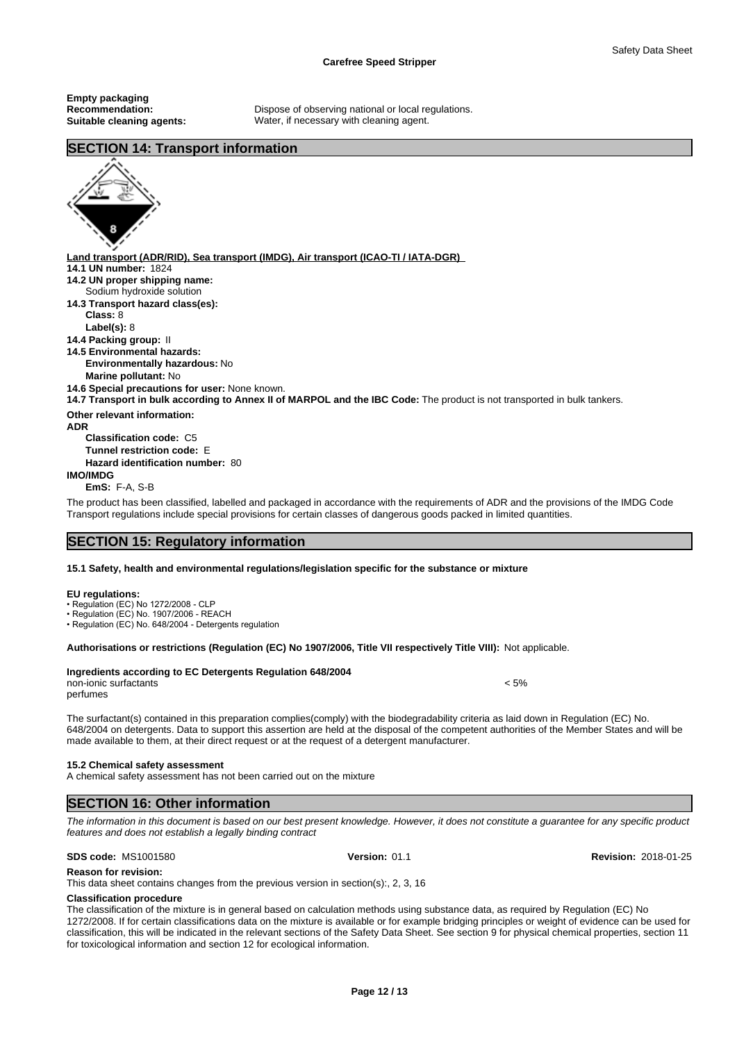**Empty packaging**

**Recommendation:** Dispose of observing national or local regulations.
**Suitable cleaning agents:** Water, if necessary with cleaning agent.

## SECTION 14: Transport information

**Land transport (ADR/RID), Sea transport (IMDG), Air transport (ICAO-TI / IATA-DGR)**

**14.1 UN number:** 1824

**14.2 UN proper shipping name:**
Sodium hydroxide solution

**14.3 Transport hazard class(es):**
**Class:** 8
**Label(s):** 8

**14.4 Packing group:** II

**14.5 Environmental hazards:**
**Environmentally hazardous:** No
**Marine pollutant:** No

**14.6 Special precautions for user:** None known.

**14.7 Transport in bulk according to Annex II of MARPOL and the IBC Code:** The product is not transported in bulk tankers.

**Other relevant information:**

**ADR**
**Classification code:** C5
**Tunnel restriction code:** E
**Hazard identification number:** 80

**IMO/IMDG**
**EmS:** F-A, S-B

The product has been classified, labelled and packaged in accordance with the requirements of ADR and the provisions of the IMDG Code
Transport regulations include special provisions for certain classes of dangerous goods packed in limited quantities.

## SECTION 15: Regulatory information

**15.1 Safety, health and environmental regulations/legislation specific for the substance or mixture**

**EU regulations:**
- Regulation (EC) No 1272/2008 - CLP
- Regulation (EC) No. 1907/2006 - REACH
- Regulation (EC) No. 648/2004 - Detergents regulation

**Authorisations or restrictions (Regulation (EC) No 1907/2006, Title VII respectively Title VIII):** Not applicable.

**Ingredients according to EC Detergents Regulation 648/2004**

| | |
|---|---|
| non-ionic surfactants | < 5% |
| perfumes | |

The surfactant(s) contained in this preparation complies(comply) with the biodegradability criteria as laid down in Regulation (EC) No. 648/2004 on detergents. Data to support this assertion are held at the disposal of the competent authorities of the Member States and will be made available to them, at their direct request or at the request of a detergent manufacturer.

**15.2 Chemical safety assessment**
A chemical safety assessment has not been carried out on the mixture

## SECTION 16: Other information

*The information in this document is based on our best present knowledge. However, it does not constitute a guarantee for any specific product features and does not establish a legally binding contract*

**SDS code:** MS1001580 **Version:** 01.1 **Revision:** 2018-01-25

**Reason for revision:**
This data sheet contains changes from the previous version in section(s):, 2, 3, 16

**Classification procedure**
The classification of the mixture is in general based on calculation methods using substance data, as required by Regulation (EC) No 1272/2008. If for certain classifications data on the mixture is available or for example bridging principles or weight of evidence can be used for classification, this will be indicated in the relevant sections of the Safety Data Sheet. See section 9 for physical chemical properties, section 11 for toxicological information and section 12 for ecological information.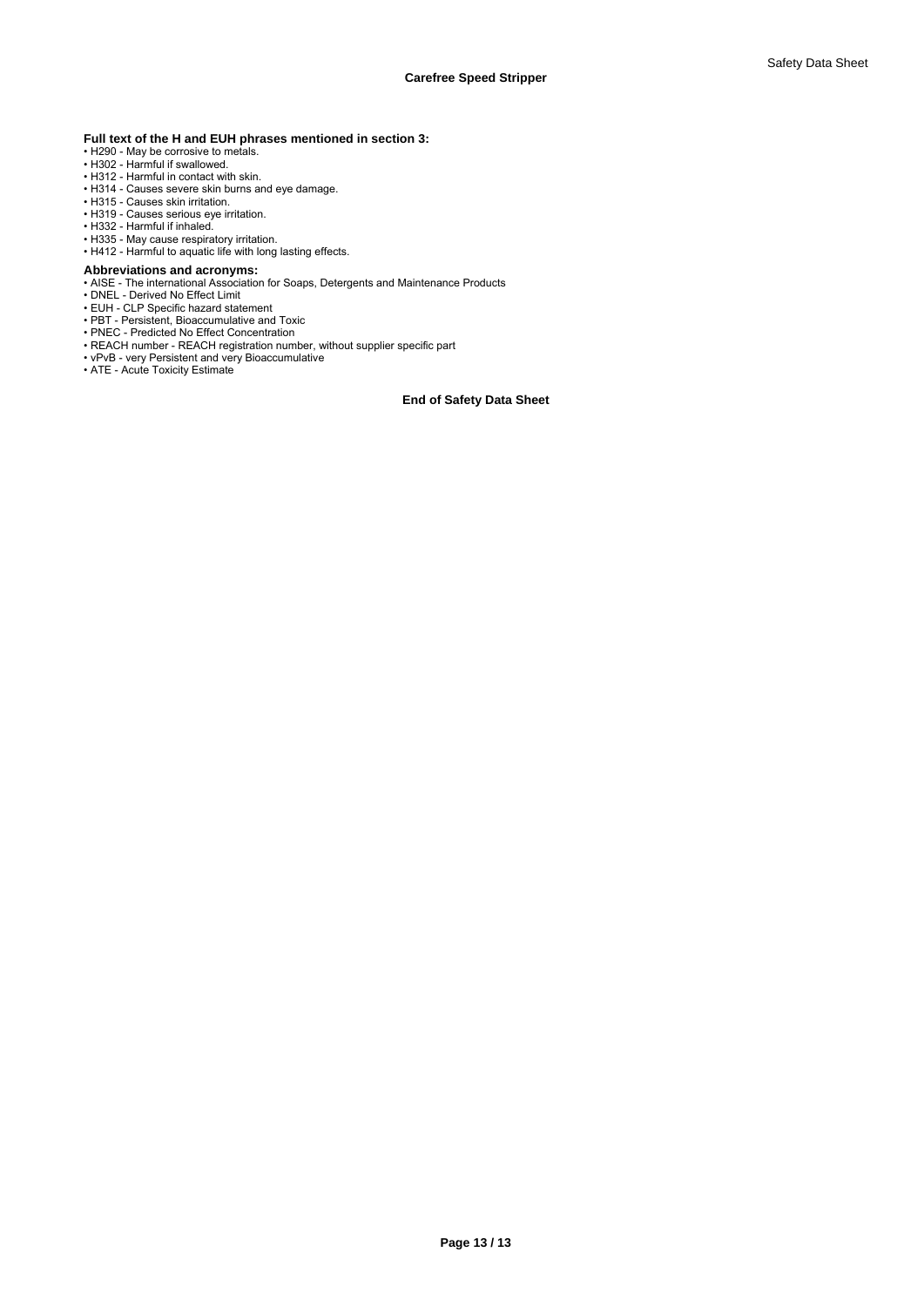**Full text of the H and EUH phrases mentioned in section 3:**

- H290 - May be corrosive to metals.
- H302 - Harmful if swallowed.
- H312 - Harmful in contact with skin.
- H314 - Causes severe skin burns and eye damage.
- H315 - Causes skin irritation.
- H319 - Causes serious eye irritation.
- H332 - Harmful if inhaled.
- H335 - May cause respiratory irritation.
- H412 - Harmful to aquatic life with long lasting effects.

**Abbreviations and acronyms:**

- AISE - The international Association for Soaps, Detergents and Maintenance Products
- DNEL - Derived No Effect Limit
- EUH - CLP Specific hazard statement
- PBT - Persistent, Bioaccumulative and Toxic
- PNEC - Predicted No Effect Concentration
- REACH number - REACH registration number, without supplier specific part
- vPvB - very Persistent and very Bioaccumulative
- ATE - Acute Toxicity Estimate

**End of Safety Data Sheet**